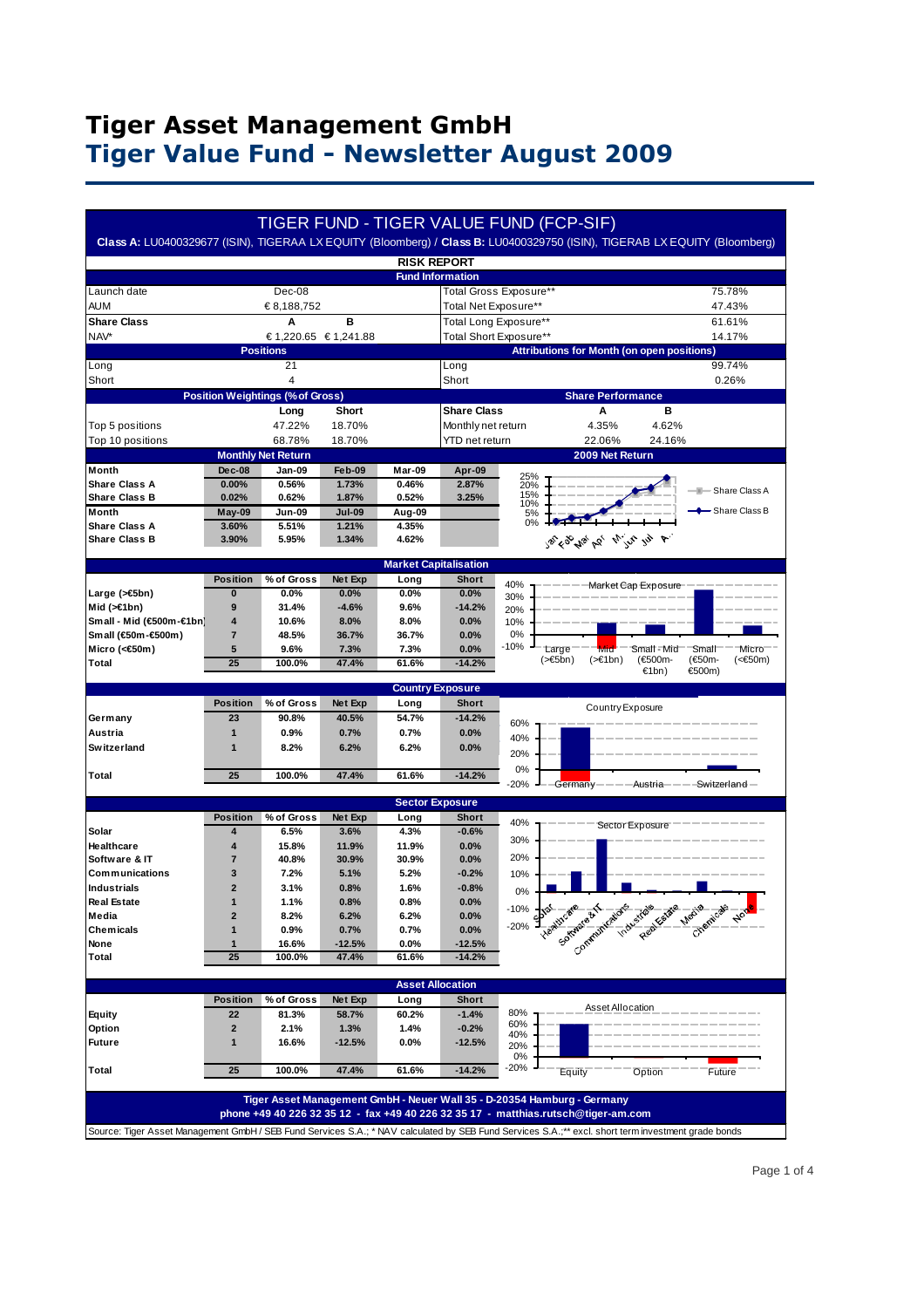# Tiger Asset Management GmbH

# Tiger Value Fund - Newsletter August 2009

## TIGER FUND - TIGER VALUE FUND (FCP-SIF)

**Class A:** LU0400329677 (ISIN), TIGERAA LX EQUITY (Bloomberg) / **Class B:** LU0400329750 (ISIN), TIGERAB LX EQUITY (Bloomberg)

### RISK REPORT

**Fund Information**

| | | | | |
|---|---|---|---|---|
| Launch date | Dec-08 | | Total Gross Exposure** | 75.78% |
| AUM | € 8,188,752 | | Total Net Exposure** | 47.43% |
| **Share Class** | **A** | **B** | Total Long Exposure** | 61.61% |
| NAV* | € 1,220.65 | € 1,241.88 | Total Short Exposure** | 14.17% |

| Positions | | Attributions for Month (on open positions) | |
|---|---|---|---|
| Long | 21 | Long | 99.74% |
| Short | 4 | Short | 0.26% |

**Position Weightings (% of Gross)**

| | Long | Short |
|---|---|---|
| Top 5 positions | 47.22% | 18.70% |
| Top 10 positions | 68.78% | 18.70% |

**Share Performance**

| Share Class | A | B |
|---|---|---|
| Monthly net return | 4.35% | 4.62% |
| YTD net return | 22.06% | 24.16% |

**Monthly Net Return**

| Month | Dec-08 | Jan-09 | Feb-09 | Mar-09 | Apr-09 |
|---|---|---|---|---|---|
| Share Class A | 0.00% | 0.56% | 1.73% | 0.46% | 2.87% |
| Share Class B | 0.02% | 0.62% | 1.87% | 0.52% | 3.25% |
| **Month** | **May-09** | **Jun-09** | **Jul-09** | **Aug-09** | |
| Share Class A | 3.60% | 5.51% | 1.21% | 4.35% | |
| Share Class B | 3.90% | 5.95% | 1.34% | 4.62% | |

**Market Capitalisation**

| | Position | % of Gross | Net Exp | Long | Short |
|---|---|---|---|---|---|
| Large (>€5bn) | 0 | 0.0% | 0.0% | 0.0% | 0.0% |
| Mid (>€1bn) | 9 | 31.4% | -4.6% | 9.6% | -14.2% |
| Small - Mid (€500m-€1bn) | 4 | 10.6% | 8.0% | 8.0% | 0.0% |
| Small (€50m-€500m) | 7 | 48.5% | 36.7% | 36.7% | 0.0% |
| Micro (<€50m) | 5 | 9.6% | 7.3% | 7.3% | 0.0% |
| Total | 25 | 100.0% | 47.4% | 61.6% | -14.2% |

**Country Exposure**

| | Position | % of Gross | Net Exp | Long | Short |
|---|---|---|---|---|---|
| Germany | 23 | 90.8% | 40.5% | 54.7% | -14.2% |
| Austria | 1 | 0.9% | 0.7% | 0.7% | 0.0% |
| Switzerland | 1 | 8.2% | 6.2% | 6.2% | 0.0% |
| Total | 25 | 100.0% | 47.4% | 61.6% | -14.2% |

**Sector Exposure**

| | Position | % of Gross | Net Exp | Long | Short |
|---|---|---|---|---|---|
| Solar | 4 | 6.5% | 3.6% | 4.3% | -0.6% |
| Healthcare | 4 | 15.8% | 11.9% | 11.9% | 0.0% |
| Software & IT | 7 | 40.8% | 30.9% | 30.9% | 0.0% |
| Communications | 3 | 7.2% | 5.1% | 5.2% | -0.2% |
| Industrials | 2 | 3.1% | 0.8% | 1.6% | -0.8% |
| Real Estate | 1 | 1.1% | 0.8% | 0.8% | 0.0% |
| Media | 2 | 8.2% | 6.2% | 6.2% | 0.0% |
| Chemicals | 1 | 0.9% | 0.7% | 0.7% | 0.0% |
| None | 1 | 16.6% | -12.5% | 0.0% | -12.5% |
| Total | 25 | 100.0% | 47.4% | 61.6% | -14.2% |

**Asset Allocation**

| | Position | % of Gross | Net Exp | Long | Short |
|---|---|---|---|---|---|
| Equity | 22 | 81.3% | 58.7% | 60.2% | -1.4% |
| Option | 2 | 2.1% | 1.3% | 1.4% | -0.2% |
| Future | 1 | 16.6% | -12.5% | 0.0% | -12.5% |
| Total | 25 | 100.0% | 47.4% | 61.6% | -14.2% |

**Tiger Asset Management GmbH - Neuer Wall 35 - D-20354 Hamburg - Germany**
**phone +49 40 226 32 35 12 - fax +49 40 226 32 35 17 - matthias.rutsch@tiger-am.com**

Source: Tiger Asset Management GmbH / SEB Fund Services S.A.; * NAV calculated by SEB Fund Services S.A.;** excl. short term investment grade bonds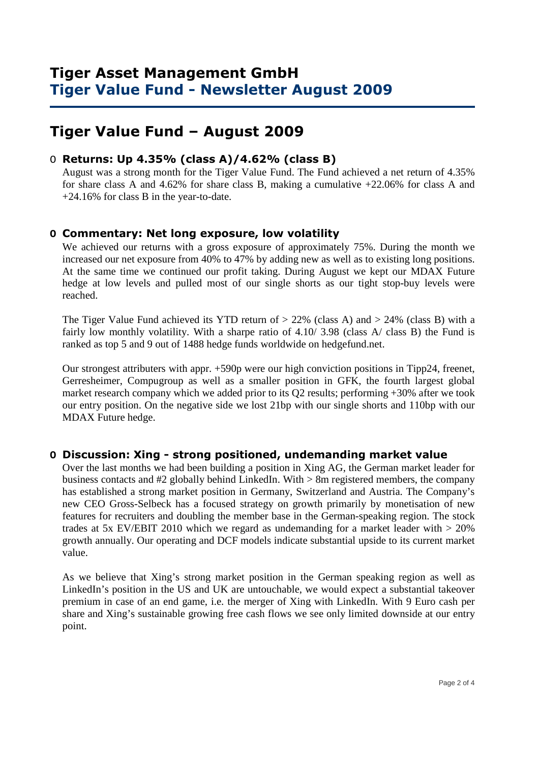# Tiger Asset Management GmbH
## Tiger Value Fund - Newsletter August 2009

# Tiger Value Fund – August 2009

- **Returns: Up 4.35% (class A)/4.62% (class B)**

  August was a strong month for the Tiger Value Fund. The Fund achieved a net return of 4.35% for share class A and 4.62% for share class B, making a cumulative +22.06% for class A and +24.16% for class B in the year-to-date.

- **Commentary: Net long exposure, low volatility**

  We achieved our returns with a gross exposure of approximately 75%. During the month we increased our net exposure from 40% to 47% by adding new as well as to existing long positions. At the same time we continued our profit taking. During August we kept our MDAX Future hedge at low levels and pulled most of our single shorts as our tight stop-buy levels were reached.

  The Tiger Value Fund achieved its YTD return of > 22% (class A) and > 24% (class B) with a fairly low monthly volatility. With a sharpe ratio of 4.10/ 3.98 (class A/ class B) the Fund is ranked as top 5 and 9 out of 1488 hedge funds worldwide on hedgefund.net.

  Our strongest attributers with appr. +590p were our high conviction positions in Tipp24, freenet, Gerresheimer, Compugroup as well as a smaller position in GFK, the fourth largest global market research company which we added prior to its Q2 results; performing +30% after we took our entry position. On the negative side we lost 21bp with our single shorts and 110bp with our MDAX Future hedge.

- **Discussion: Xing - strong positioned, undemanding market value**

  Over the last months we had been building a position in Xing AG, the German market leader for business contacts and #2 globally behind LinkedIn. With > 8m registered members, the company has established a strong market position in Germany, Switzerland and Austria. The Company's new CEO Gross-Selbeck has a focused strategy on growth primarily by monetisation of new features for recruiters and doubling the member base in the German-speaking region. The stock trades at 5x EV/EBIT 2010 which we regard as undemanding for a market leader with > 20% growth annually. Our operating and DCF models indicate substantial upside to its current market value.

  As we believe that Xing's strong market position in the German speaking region as well as LinkedIn's position in the US and UK are untouchable, we would expect a substantial takeover premium in case of an end game, i.e. the merger of Xing with LinkedIn. With 9 Euro cash per share and Xing's sustainable growing free cash flows we see only limited downside at our entry point.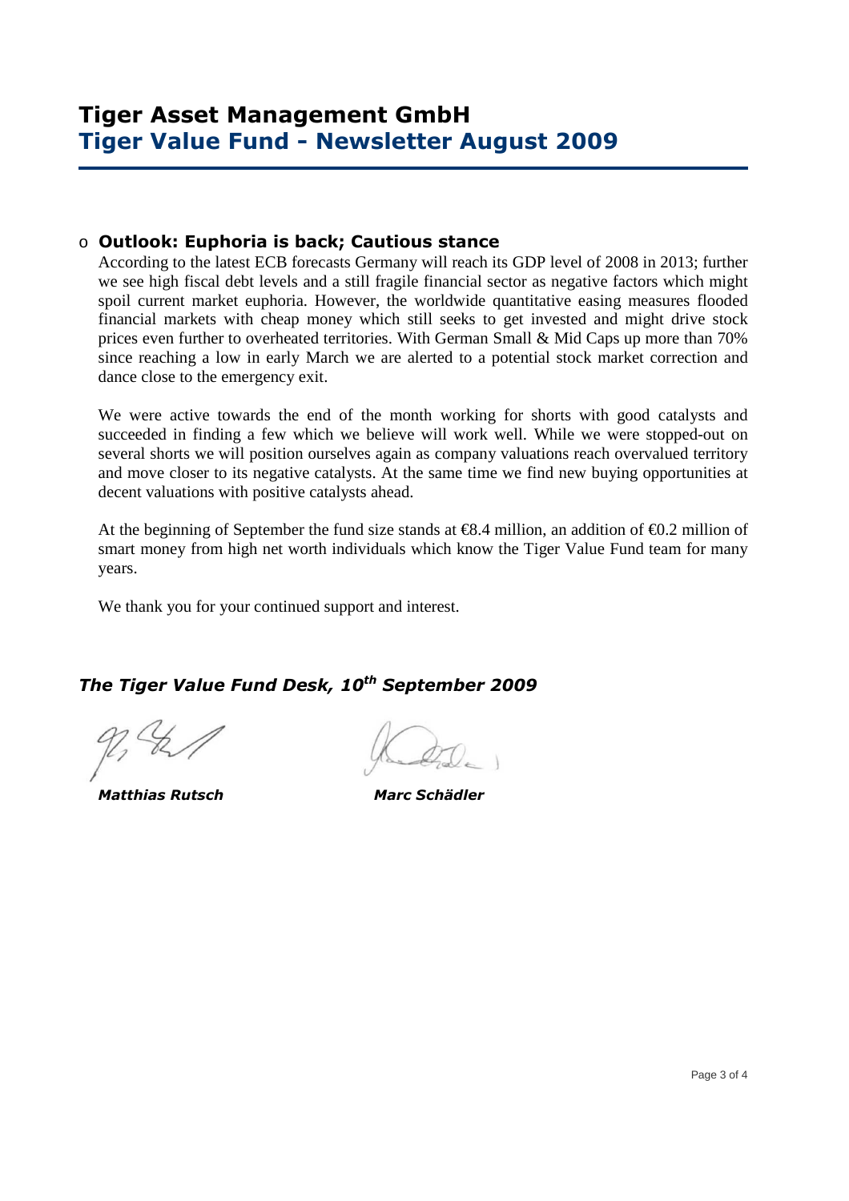# Tiger Asset Management GmbH
## Tiger Value Fund - Newsletter August 2009

- **Outlook: Euphoria is back; Cautious stance**

According to the latest ECB forecasts Germany will reach its GDP level of 2008 in 2013; further we see high fiscal debt levels and a still fragile financial sector as negative factors which might spoil current market euphoria. However, the worldwide quantitative easing measures flooded financial markets with cheap money which still seeks to get invested and might drive stock prices even further to overheated territories. With German Small & Mid Caps up more than 70% since reaching a low in early March we are alerted to a potential stock market correction and dance close to the emergency exit.

We were active towards the end of the month working for shorts with good catalysts and succeeded in finding a few which we believe will work well. While we were stopped-out on several shorts we will position ourselves again as company valuations reach overvalued territory and move closer to its negative catalysts. At the same time we find new buying opportunities at decent valuations with positive catalysts ahead.

At the beginning of September the fund size stands at €8.4 million, an addition of €0.2 million of smart money from high net worth individuals which know the Tiger Value Fund team for many years.

We thank you for your continued support and interest.

***The Tiger Value Fund Desk, 10th September 2009***

***Matthias Rutsch*** ***Marc Schädler***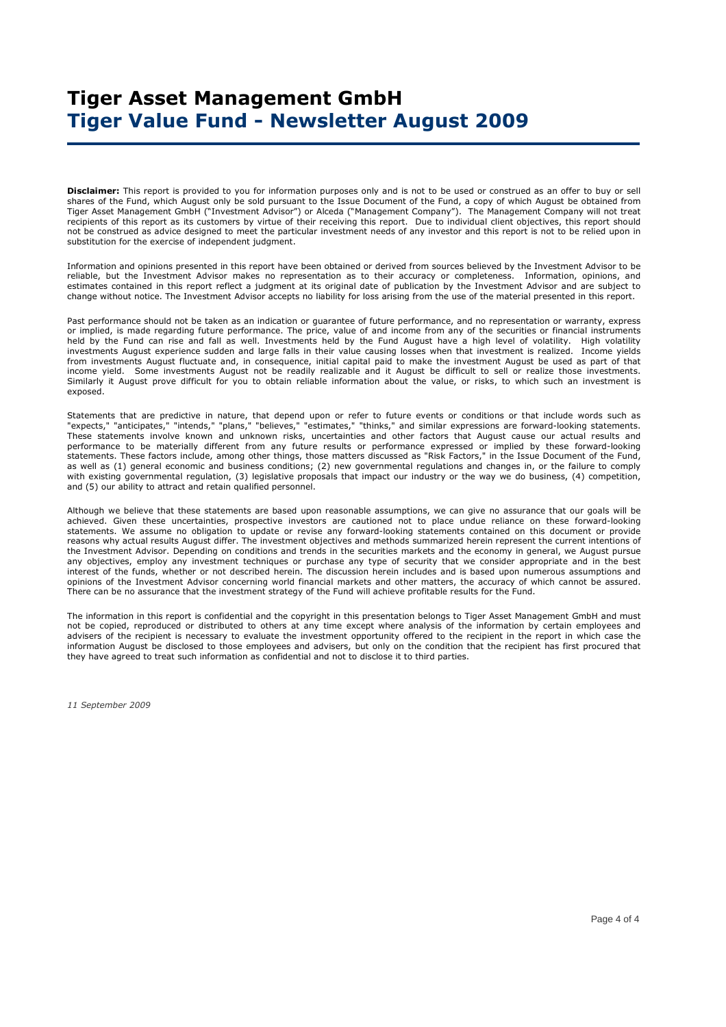# Tiger Asset Management GmbH
## Tiger Value Fund - Newsletter August 2009

**Disclaimer:** This report is provided to you for information purposes only and is not to be used or construed as an offer to buy or sell shares of the Fund, which August only be sold pursuant to the Issue Document of the Fund, a copy of which August be obtained from Tiger Asset Management GmbH ("Investment Advisor") or Alceda ("Management Company"). The Management Company will not treat recipients of this report as its customers by virtue of their receiving this report. Due to individual client objectives, this report should not be construed as advice designed to meet the particular investment needs of any investor and this report is not to be relied upon in substitution for the exercise of independent judgment.

Information and opinions presented in this report have been obtained or derived from sources believed by the Investment Advisor to be reliable, but the Investment Advisor makes no representation as to their accuracy or completeness. Information, opinions, and estimates contained in this report reflect a judgment at its original date of publication by the Investment Advisor and are subject to change without notice. The Investment Advisor accepts no liability for loss arising from the use of the material presented in this report.

Past performance should not be taken as an indication or guarantee of future performance, and no representation or warranty, express or implied, is made regarding future performance. The price, value of and income from any of the securities or financial instruments held by the Fund can rise and fall as well. Investments held by the Fund August have a high level of volatility. High volatility investments August experience sudden and large falls in their value causing losses when that investment is realized. Income yields from investments August fluctuate and, in consequence, initial capital paid to make the investment August be used as part of that income yield. Some investments August not be readily realizable and it August be difficult to sell or realize those investments. Similarly it August prove difficult for you to obtain reliable information about the value, or risks, to which such an investment is exposed.

Statements that are predictive in nature, that depend upon or refer to future events or conditions or that include words such as "expects," "anticipates," "intends," "plans," "believes," "estimates," "thinks," and similar expressions are forward-looking statements. These statements involve known and unknown risks, uncertainties and other factors that August cause our actual results and performance to be materially different from any future results or performance expressed or implied by these forward-looking statements. These factors include, among other things, those matters discussed as "Risk Factors," in the Issue Document of the Fund, as well as (1) general economic and business conditions; (2) new governmental regulations and changes in, or the failure to comply with existing governmental regulation, (3) legislative proposals that impact our industry or the way we do business, (4) competition, and (5) our ability to attract and retain qualified personnel.

Although we believe that these statements are based upon reasonable assumptions, we can give no assurance that our goals will be achieved. Given these uncertainties, prospective investors are cautioned not to place undue reliance on these forward-looking statements. We assume no obligation to update or revise any forward-looking statements contained on this document or provide reasons why actual results August differ. The investment objectives and methods summarized herein represent the current intentions of the Investment Advisor. Depending on conditions and trends in the securities markets and the economy in general, we August pursue any objectives, employ any investment techniques or purchase any type of security that we consider appropriate and in the best interest of the funds, whether or not described herein. The discussion herein includes and is based upon numerous assumptions and opinions of the Investment Advisor concerning world financial markets and other matters, the accuracy of which cannot be assured. There can be no assurance that the investment strategy of the Fund will achieve profitable results for the Fund.

The information in this report is confidential and the copyright in this presentation belongs to Tiger Asset Management GmbH and must not be copied, reproduced or distributed to others at any time except where analysis of the information by certain employees and advisers of the recipient is necessary to evaluate the investment opportunity offered to the recipient in the report in which case the information August be disclosed to those employees and advisers, but only on the condition that the recipient has first procured that they have agreed to treat such information as confidential and not to disclose it to third parties.

*11 September 2009*